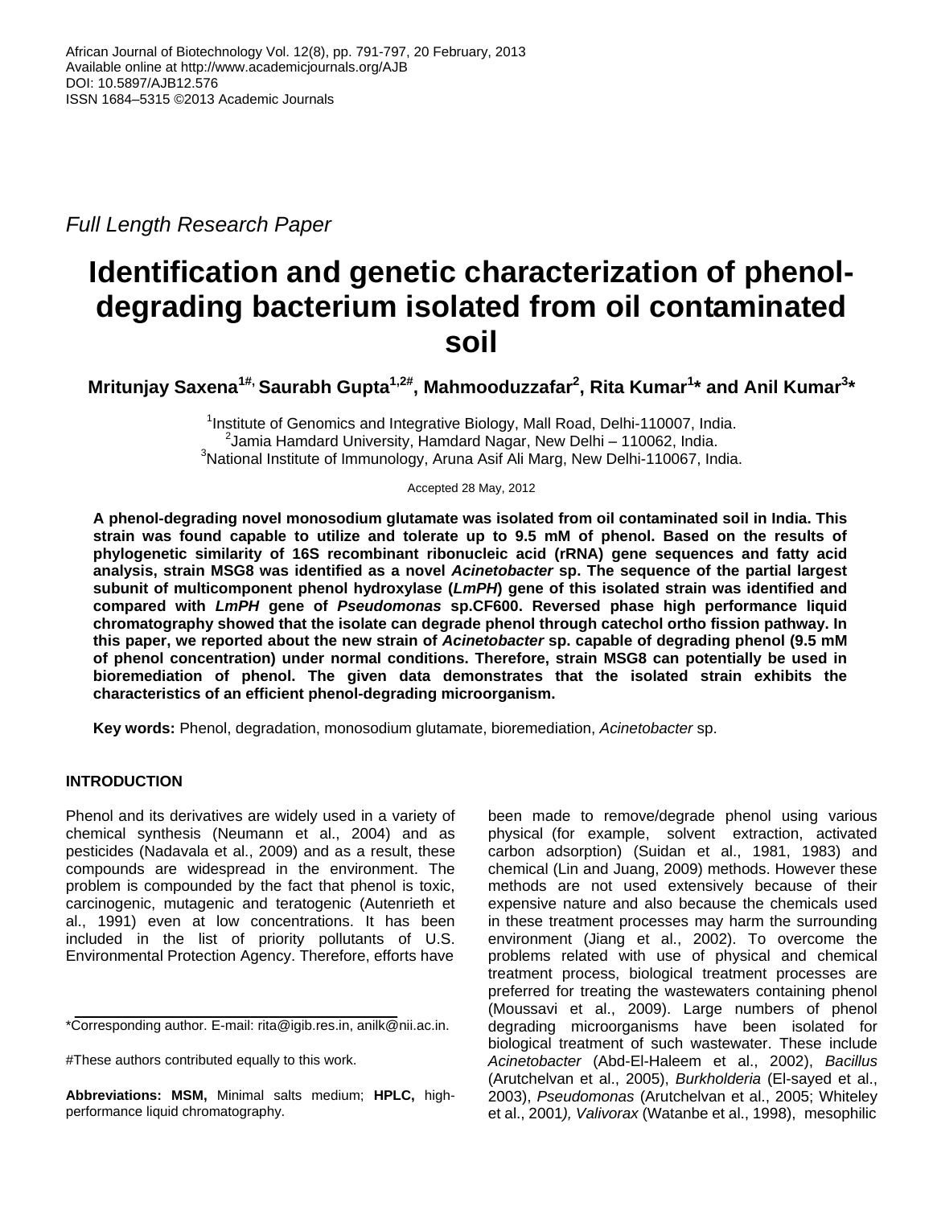*Full Length Research Paper*

# Identification and genetic characterization of phenol-degrading bacterium isolated from oil contaminated soil

**Mritunjay Saxena[1#], Saurabh Gupta[1,2#], Mahmooduzzafar[2], Rita Kumar[1]* and Anil Kumar[3]***

[1]Institute of Genomics and Integrative Biology, Mall Road, Delhi-110007, India.
[2]Jamia Hamdard University, Hamdard Nagar, New Delhi – 110062, India.
[3]National Institute of Immunology, Aruna Asif Ali Marg, New Delhi-110067, India.

Accepted 28 May, 2012

**A phenol-degrading novel monosodium glutamate was isolated from oil contaminated soil in India. This strain was found capable to utilize and tolerate up to 9.5 mM of phenol. Based on the results of phylogenetic similarity of 16S recombinant ribonucleic acid (rRNA) gene sequences and fatty acid analysis, strain MSG8 was identified as a novel *Acinetobacter* sp. The sequence of the partial largest subunit of multicomponent phenol hydroxylase (*LmPH*) gene of this isolated strain was identified and compared with *LmPH* gene of *Pseudomonas* sp.CF600. Reversed phase high performance liquid chromatography showed that the isolate can degrade phenol through catechol ortho fission pathway. In this paper, we reported about the new strain of *Acinetobacter* sp. capable of degrading phenol (9.5 mM of phenol concentration) under normal conditions. Therefore, strain MSG8 can potentially be used in bioremediation of phenol. The given data demonstrates that the isolated strain exhibits the characteristics of an efficient phenol-degrading microorganism.**

**Key words:** Phenol, degradation, monosodium glutamate, bioremediation, *Acinetobacter* sp.

## INTRODUCTION

Phenol and its derivatives are widely used in a variety of chemical synthesis (Neumann et al., 2004) and as pesticides (Nadavala et al., 2009) and as a result, these compounds are widespread in the environment. The problem is compounded by the fact that phenol is toxic, carcinogenic, mutagenic and teratogenic (Autenrieth et al., 1991) even at low concentrations. It has been included in the list of priority pollutants of U.S. Environmental Protection Agency. Therefore, efforts have been made to remove/degrade phenol using various physical (for example, solvent extraction, activated carbon adsorption) (Suidan et al., 1981, 1983) and chemical (Lin and Juang, 2009) methods. However these methods are not used extensively because of their expensive nature and also because the chemicals used in these treatment processes may harm the surrounding environment (Jiang et al., 2002). To overcome the problems related with use of physical and chemical treatment process, biological treatment processes are preferred for treating the wastewaters containing phenol (Moussavi et al., 2009). Large numbers of phenol degrading microorganisms have been isolated for biological treatment of such wastewater. These include *Acinetobacter* (Abd-El-Haleem et al., 2002), *Bacillus* (Arutchelvan et al., 2005), *Burkholderia* (El-sayed et al., 2003), *Pseudomonas* (Arutchelvan et al., 2005; Whiteley et al., 2001*), Valivorax* (Watanbe et al., 1998), mesophilic

*Corresponding author. E-mail: rita@igib.res.in, anilk@nii.ac.in.

#These authors contributed equally to this work.

**Abbreviations: MSM,** Minimal salts medium; **HPLC,** high-performance liquid chromatography.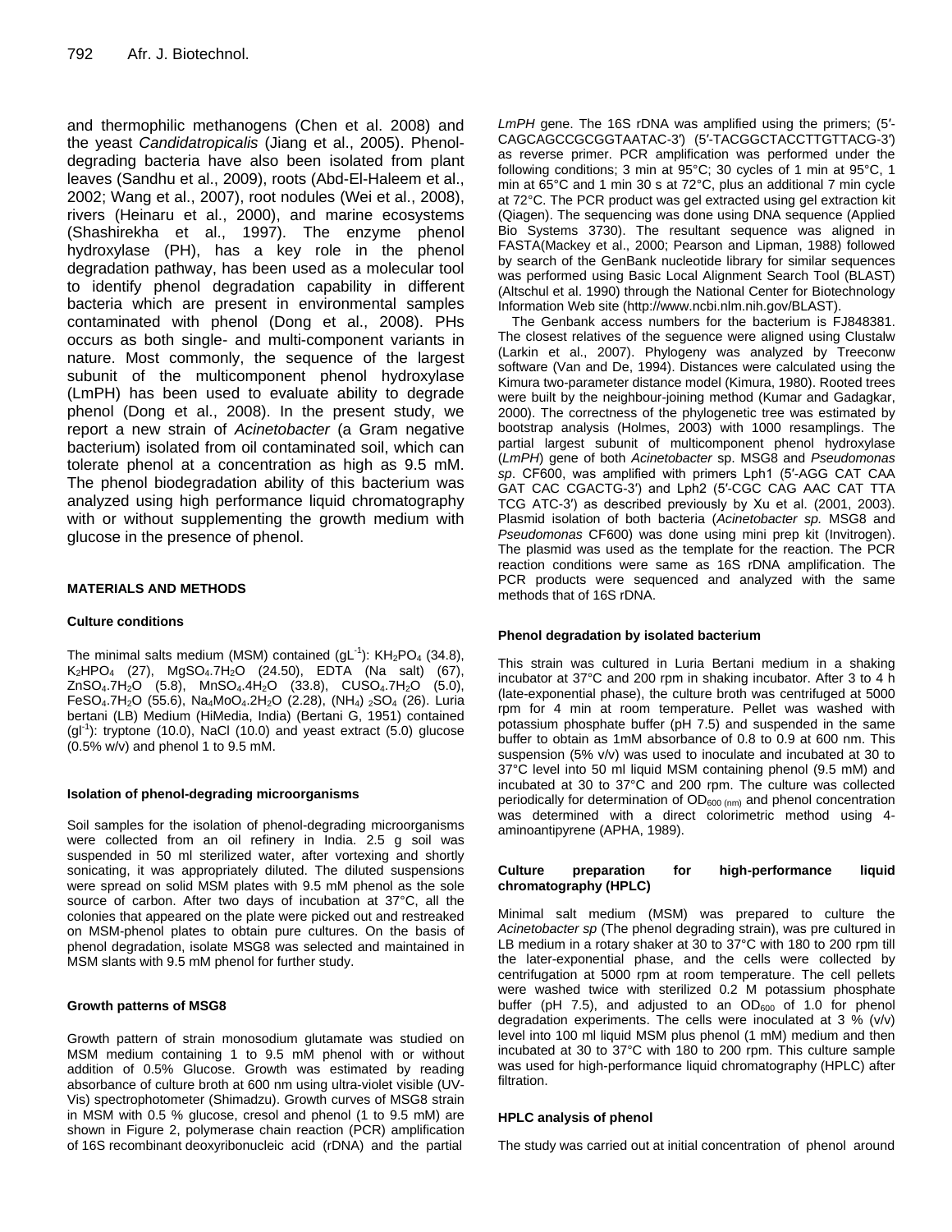and thermophilic methanogens (Chen et al. 2008) and the yeast *Candidatropicalis* (Jiang et al., 2005). Phenol-degrading bacteria have also been isolated from plant leaves (Sandhu et al., 2009), roots (Abd-El-Haleem et al., 2002; Wang et al., 2007), root nodules (Wei et al., 2008), rivers (Heinaru et al., 2000), and marine ecosystems (Shashirekha et al., 1997). The enzyme phenol hydroxylase (PH), has a key role in the phenol degradation pathway, has been used as a molecular tool to identify phenol degradation capability in different bacteria which are present in environmental samples contaminated with phenol (Dong et al., 2008). PHs occurs as both single- and multi-component variants in nature. Most commonly, the sequence of the largest subunit of the multicomponent phenol hydroxylase (LmPH) has been used to evaluate ability to degrade phenol (Dong et al., 2008). In the present study, we report a new strain of *Acinetobacter* (a Gram negative bacterium) isolated from oil contaminated soil, which can tolerate phenol at a concentration as high as 9.5 mM. The phenol biodegradation ability of this bacterium was analyzed using high performance liquid chromatography with or without supplementing the growth medium with glucose in the presence of phenol.

## MATERIALS AND METHODS

### Culture conditions

The minimal salts medium (MSM) contained ($gL^{-1}$): $KH_2PO_4$ (34.8), $K_2HPO_4$ (27), $MgSO_4.7H_2O$ (24.50), EDTA (Na salt) (67), $ZnSO_4.7H_2O$ (5.8), $MnSO_4.4H_2O$ (33.8), $CUSO_4.7H_2O$ (5.0), $FeSO_4.7H_2O$ (55.6), $Na_4MoO_4.2H_2O$ (2.28), $(NH_4)_2SO_4$ (26). Luria bertani (LB) Medium (HiMedia, India) (Bertani G, 1951) contained ($gl^{-1}$): tryptone (10.0), NaCl (10.0) and yeast extract (5.0) glucose (0.5% w/v) and phenol 1 to 9.5 mM.

### Isolation of phenol-degrading microorganisms

Soil samples for the isolation of phenol-degrading microorganisms were collected from an oil refinery in India. 2.5 g soil was suspended in 50 ml sterilized water, after vortexing and shortly sonicating, it was appropriately diluted. The diluted suspensions were spread on solid MSM plates with 9.5 mM phenol as the sole source of carbon. After two days of incubation at 37°C, all the colonies that appeared on the plate were picked out and restreaked on MSM-phenol plates to obtain pure cultures. On the basis of phenol degradation, isolate MSG8 was selected and maintained in MSM slants with 9.5 mM phenol for further study.

### Growth patterns of MSG8

Growth pattern of strain monosodium glutamate was studied on MSM medium containing 1 to 9.5 mM phenol with or without addition of 0.5% Glucose. Growth was estimated by reading absorbance of culture broth at 600 nm using ultra-violet visible (UV-Vis) spectrophotometer (Shimadzu). Growth curves of MSG8 strain in MSM with 0.5 % glucose, cresol and phenol (1 to 9.5 mM) are shown in Figure 2, polymerase chain reaction (PCR) amplification of 16S recombinant deoxyribonucleic acid (rDNA) and the partial *LmPH* gene. The 16S rDNA was amplified using the primers; (5′-CAGCAGCCGCGGTAATAC-3′) (5′-TACGGCTACCTTGTTACG-3′) as reverse primer. PCR amplification was performed under the following conditions; 3 min at 95°C; 30 cycles of 1 min at 95°C, 1 min at 65°C and 1 min 30 s at 72°C, plus an additional 7 min cycle at 72°C. The PCR product was gel extracted using gel extraction kit (Qiagen). The sequencing was done using DNA sequence (Applied Bio Systems 3730). The resultant sequence was aligned in FASTA(Mackey et al., 2000; Pearson and Lipman, 1988) followed by search of the GenBank nucleotide library for similar sequences was performed using Basic Local Alignment Search Tool (BLAST) (Altschul et al. 1990) through the National Center for Biotechnology Information Web site (http://www.ncbi.nlm.nih.gov/BLAST).

The Genbank access numbers for the bacterium is FJ848381. The closest relatives of the sequence were aligned using Clustalw (Larkin et al., 2007). Phylogeny was analyzed by Treeconw software (Van and De, 1994). Distances were calculated using the Kimura two-parameter distance model (Kimura, 1980). Rooted trees were built by the neighbour-joining method (Kumar and Gadagkar, 2000). The correctness of the phylogenetic tree was estimated by bootstrap analysis (Holmes, 2003) with 1000 resamplings. The partial largest subunit of multicomponent phenol hydroxylase (*LmPH*) gene of both *Acinetobacter* sp. MSG8 and *Pseudomonas sp*. CF600, was amplified with primers Lph1 (5′-AGG CAT CAA GAT CAC CGACTG-3′) and Lph2 (5′-CGC CAG AAC CAT TTA TCG ATC-3′) as described previously by Xu et al. (2001, 2003). Plasmid isolation of both bacteria (*Acinetobacter sp.* MSG8 and *Pseudomonas* CF600) was done using mini prep kit (Invitrogen). The plasmid was used as the template for the reaction. The PCR reaction conditions were same as 16S rDNA amplification. The PCR products were sequenced and analyzed with the same methods that of 16S rDNA.

### Phenol degradation by isolated bacterium

This strain was cultured in Luria Bertani medium in a shaking incubator at 37°C and 200 rpm in shaking incubator. After 3 to 4 h (late-exponential phase), the culture broth was centrifuged at 5000 rpm for 4 min at room temperature. Pellet was washed with potassium phosphate buffer (pH 7.5) and suspended in the same buffer to obtain as 1mM absorbance of 0.8 to 0.9 at 600 nm. This suspension (5% v/v) was used to inoculate and incubated at 30 to 37°C level into 50 ml liquid MSM containing phenol (9.5 mM) and incubated at 30 to 37°C and 200 rpm. The culture was collected periodically for determination of $OD_{600\ (nm)}$ and phenol concentration was determined with a direct colorimetric method using 4-aminoantipyrene (APHA, 1989).

### Culture preparation for high-performance liquid chromatography (HPLC)

Minimal salt medium (MSM) was prepared to culture the *Acinetobacter sp* (The phenol degrading strain), was pre cultured in LB medium in a rotary shaker at 30 to 37°C with 180 to 200 rpm till the later-exponential phase, and the cells were collected by centrifugation at 5000 rpm at room temperature. The cell pellets were washed twice with sterilized 0.2 M potassium phosphate buffer (pH 7.5), and adjusted to an $OD_{600}$ of 1.0 for phenol degradation experiments. The cells were inoculated at 3 % (v/v) level into 100 ml liquid MSM plus phenol (1 mM) medium and then incubated at 30 to 37°C with 180 to 200 rpm. This culture sample was used for high-performance liquid chromatography (HPLC) after filtration.

### HPLC analysis of phenol

The study was carried out at initial concentration of phenol around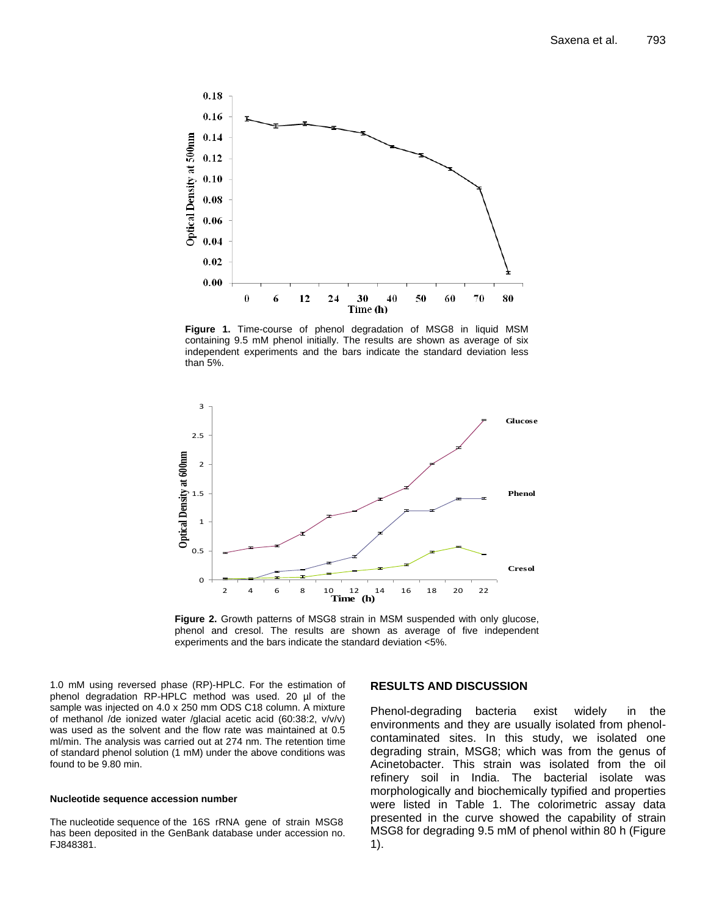Figure 1. Time-course of phenol degradation of MSG8 in liquid MSM containing 9.5 mM phenol initially. The results are shown as average of six independent experiments and the bars indicate the standard deviation less than 5%.

Figure 2. Growth patterns of MSG8 strain in MSM suspended with only glucose, phenol and cresol. The results are shown as average of five independent experiments and the bars indicate the standard deviation <5%.

1.0 mM using reversed phase (RP)-HPLC. For the estimation of phenol degradation RP-HPLC method was used. 20 µl of the sample was injected on 4.0 x 250 mm ODS C18 column. A mixture of methanol /de ionized water /glacial acetic acid (60:38:2, v/v/v) was used as the solvent and the flow rate was maintained at 0.5 ml/min. The analysis was carried out at 274 nm. The retention time of standard phenol solution (1 mM) under the above conditions was found to be 9.80 min.

#### Nucleotide sequence accession number

The nucleotide sequence of the 16S rRNA gene of strain MSG8 has been deposited in the GenBank database under accession no. FJ848381.

## RESULTS AND DISCUSSION

Phenol-degrading bacteria exist widely in the environments and they are usually isolated from phenol-contaminated sites. In this study, we isolated one degrading strain, MSG8; which was from the genus of Acinetobacter. This strain was isolated from the oil refinery soil in India. The bacterial isolate was morphologically and biochemically typified and properties were listed in Table 1. The colorimetric assay data presented in the curve showed the capability of strain MSG8 for degrading 9.5 mM of phenol within 80 h (Figure 1).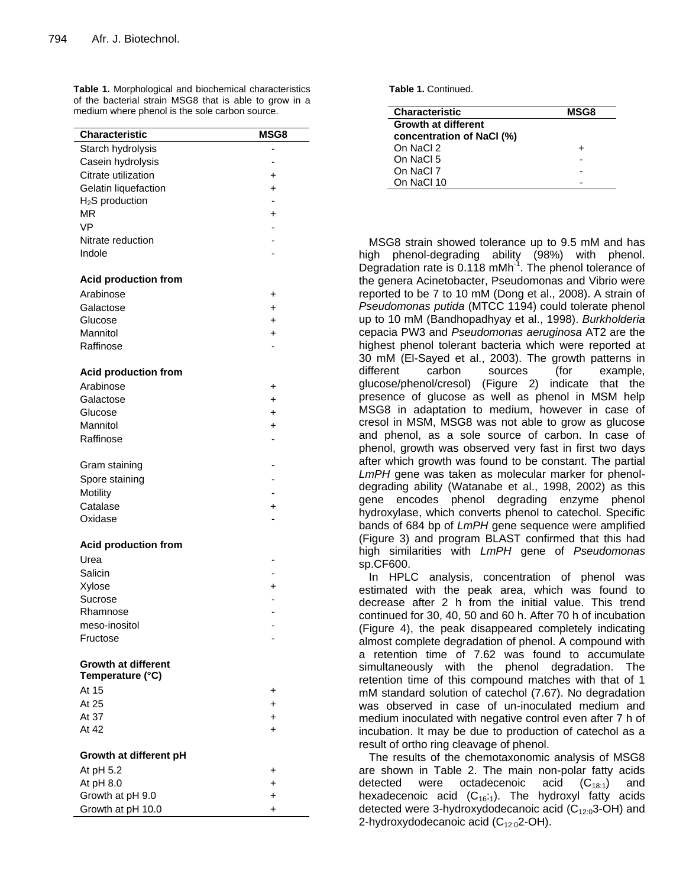**Table 1.** Morphological and biochemical characteristics of the bacterial strain MSG8 that is able to grow in a medium where phenol is the sole carbon source.

| Characteristic | MSG8 |
|---|---|
| Starch hydrolysis | - |
| Casein hydrolysis | - |
| Citrate utilization | + |
| Gelatin liquefaction | + |
| $H_2S$ production | - |
| MR | + |
| VP | - |
| Nitrate reduction | - |
| Indole | - |
| **Acid production from** | |
| Arabinose | + |
| Galactose | + |
| Glucose | + |
| Mannitol | + |
| Raffinose | - |
| **Acid production from** | |
| Arabinose | + |
| Galactose | + |
| Glucose | + |
| Mannitol | + |
| Raffinose | - |
| Gram staining | - |
| Spore staining | - |
| Motility | - |
| Catalase | + |
| Oxidase | - |
| **Acid production from** | |
| Urea | - |
| Salicin | - |
| Xylose | + |
| Sucrose | - |
| Rhamnose | - |
| meso-inositol | - |
| Fructose | - |
| **Growth at different Temperature (°C)** | |
| At 15 | + |
| At 25 | + |
| At 37 | + |
| At 42 | + |
| **Growth at different pH** | |
| At pH 5.2 | + |
| At pH 8.0 | + |
| Growth at pH 9.0 | + |
| Growth at pH 10.0 | + |
| **Growth at different concentration of NaCl (%)** | |
| On NaCl 2 | + |
| On NaCl 5 | - |
| On NaCl 7 | - |
| On NaCl 10 | - |

MSG8 strain showed tolerance up to 9.5 mM and has high phenol-degrading ability (98%) with phenol. Degradation rate is 0.118 $mMh^{-1}$. The phenol tolerance of the genera Acinetobacter, Pseudomonas and Vibrio were reported to be 7 to 10 mM (Dong et al., 2008). A strain of *Pseudomonas putida* (MTCC 1194) could tolerate phenol up to 10 mM (Bandhopadhyay et al., 1998). *Burkholderia* cepacia PW3 and *Pseudomonas aeruginosa* AT2 are the highest phenol tolerant bacteria which were reported at 30 mM (El-Sayed et al., 2003). The growth patterns in different carbon sources (for example, glucose/phenol/cresol) (Figure 2) indicate that the presence of glucose as well as phenol in MSM help MSG8 in adaptation to medium, however in case of cresol in MSM, MSG8 was not able to grow as glucose and phenol, as a sole source of carbon. In case of phenol, growth was observed very fast in first two days after which growth was found to be constant. The partial *LmPH* gene was taken as molecular marker for phenol-degrading ability (Watanabe et al., 1998, 2002) as this gene encodes phenol degrading enzyme phenol hydroxylase, which converts phenol to catechol. Specific bands of 684 bp of *LmPH* gene sequence were amplified (Figure 3) and program BLAST confirmed that this had high similarities with *LmPH* gene of *Pseudomonas* sp.CF600.

In HPLC analysis, concentration of phenol was estimated with the peak area, which was found to decrease after 2 h from the initial value. This trend continued for 30, 40, 50 and 60 h. After 70 h of incubation (Figure 4), the peak disappeared completely indicating almost complete degradation of phenol. A compound with a retention time of 7.62 was found to accumulate simultaneously with the phenol degradation. The retention time of this compound matches with that of 1 mM standard solution of catechol (7.67). No degradation was observed in case of un-inoculated medium and medium inoculated with negative control even after 7 h of incubation. It may be due to production of catechol as a result of ortho ring cleavage of phenol.

The results of the chemotaxonomic analysis of MSG8 are shown in Table 2. The main non-polar fatty acids detected were octadecenoic acid ($C_{18:1}$) and hexadecenoic acid ($C_{16:1}$). The hydroxyl fatty acids detected were 3-hydroxydodecanoic acid ($C_{12:0}$3-OH) and 2-hydroxydodecanoic acid ($C_{12:0}$2-OH).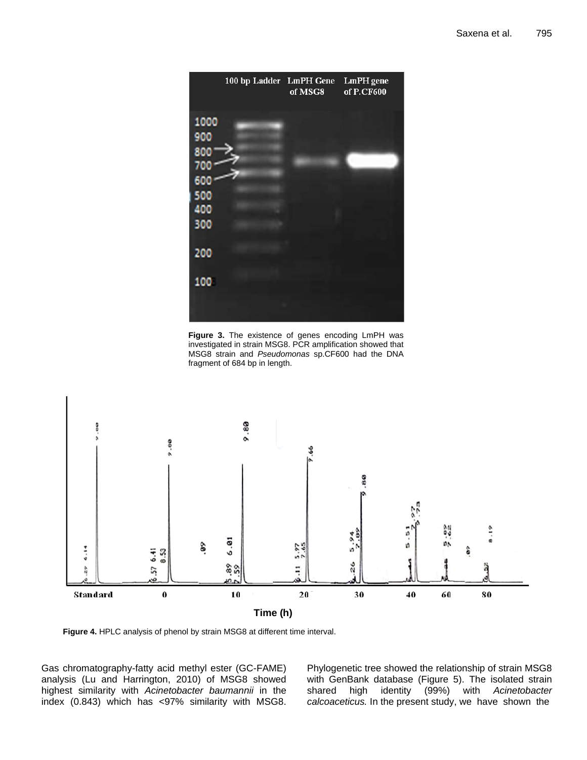Figure 3. The existence of genes encoding LmPH was investigated in strain MSG8. PCR amplification showed that MSG8 strain and *Pseudomonas* sp.CF600 had the DNA fragment of 684 bp in length.

**Figure 4.** HPLC analysis of phenol by strain MSG8 at different time interval.

Gas chromatography-fatty acid methyl ester (GC-FAME) analysis (Lu and Harrington, 2010) of MSG8 showed highest similarity with *Acinetobacter baumannii* in the index (0.843) which has <97% similarity with MSG8. Phylogenetic tree showed the relationship of strain MSG8 with GenBank database (Figure 5). The isolated strain shared high identity (99%) with *Acinetobacter calcoaceticus.* In the present study, we have shown the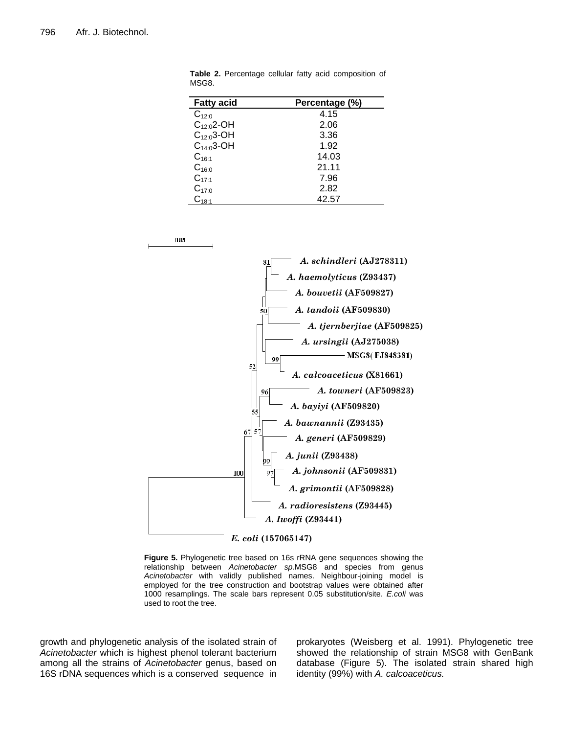**Table 2.** Percentage cellular fatty acid composition of MSG8.

| Fatty acid | Percentage (%) |
|---|---|
| $C_{12:0}$ | 4.15 |
| $C_{12:0}$2-OH | 2.06 |
| $C_{12:0}$3-OH | 3.36 |
| $C_{14:0}$3-OH | 1.92 |
| $C_{16:1}$ | 14.03 |
| $C_{16:0}$ | 21.11 |
| $C_{17:1}$ | 7.96 |
| $C_{17:0}$ | 2.82 |
| $C_{18:1}$ | 42.57 |

**Figure 5.** Phylogenetic tree based on 16s rRNA gene sequences showing the relationship between *Acinetobacter sp.*MSG8 and species from genus *Acinetobacter* with validly published names. Neighbour-joining model is employed for the tree construction and bootstrap values were obtained after 1000 resamplings. The scale bars represent 0.05 substitution/site. *E.coli* was used to root the tree.

growth and phylogenetic analysis of the isolated strain of *Acinetobacter* which is highest phenol tolerant bacterium among all the strains of *Acinetobacter* genus, based on 16S rDNA sequences which is a conserved sequence in prokaryotes (Weisberg et al. 1991). Phylogenetic tree showed the relationship of strain MSG8 with GenBank database (Figure 5). The isolated strain shared high identity (99%) with *A. calcoaceticus.*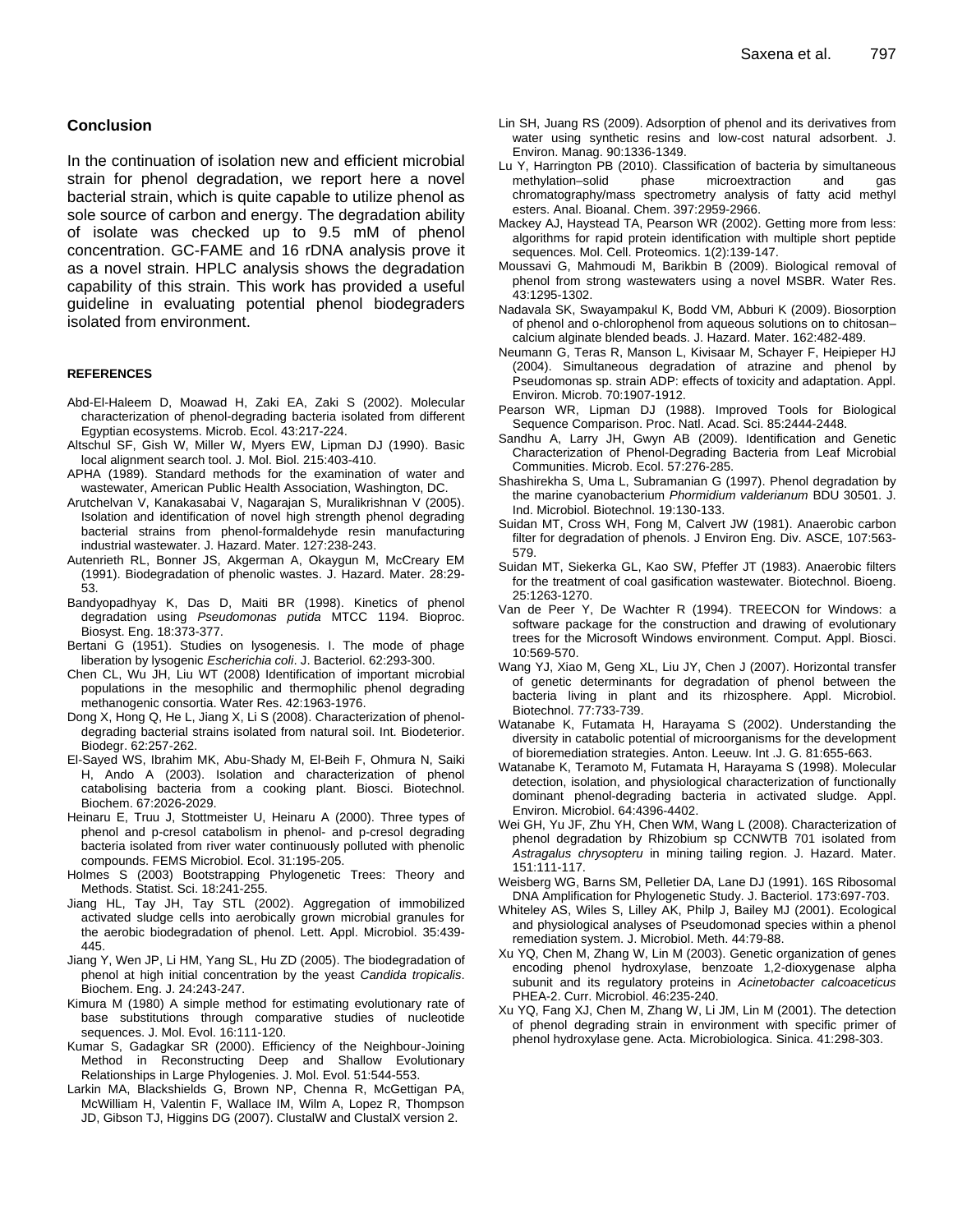## Conclusion

In the continuation of isolation new and efficient microbial strain for phenol degradation, we report here a novel bacterial strain, which is quite capable to utilize phenol as sole source of carbon and energy. The degradation ability of isolate was checked up to 9.5 mM of phenol concentration. GC-FAME and 16 rDNA analysis prove it as a novel strain. HPLC analysis shows the degradation capability of this strain. This work has provided a useful guideline in evaluating potential phenol biodegraders isolated from environment.

### REFERENCES

Abd-El-Haleem D, Moawad H, Zaki EA, Zaki S (2002). Molecular characterization of phenol-degrading bacteria isolated from different Egyptian ecosystems. Microb. Ecol. 43:217-224.

Altschul SF, Gish W, Miller W, Myers EW, Lipman DJ (1990). Basic local alignment search tool. J. Mol. Biol. 215:403-410.

APHA (1989). Standard methods for the examination of water and wastewater, American Public Health Association, Washington, DC.

Arutchelvan V, Kanakasabai V, Nagarajan S, Muralikrishnan V (2005). Isolation and identification of novel high strength phenol degrading bacterial strains from phenol-formaldehyde resin manufacturing industrial wastewater. J. Hazard. Mater. 127:238-243.

Autenrieth RL, Bonner JS, Akgerman A, Okaygun M, McCreary EM (1991). Biodegradation of phenolic wastes. J. Hazard. Mater. 28:29-53.

Bandyopadhyay K, Das D, Maiti BR (1998). Kinetics of phenol degradation using *Pseudomonas putida* MTCC 1194. Bioproc. Biosyst. Eng. 18:373-377.

Bertani G (1951). Studies on lysogenesis. I. The mode of phage liberation by lysogenic *Escherichia coli*. J. Bacteriol. 62:293-300.

Chen CL, Wu JH, Liu WT (2008) Identification of important microbial populations in the mesophilic and thermophilic phenol degrading methanogenic consortia. Water Res. 42:1963-1976.

Dong X, Hong Q, He L, Jiang X, Li S (2008). Characterization of phenol-degrading bacterial strains isolated from natural soil. Int. Biodeterior. Biodegr. 62:257-262.

El-Sayed WS, Ibrahim MK, Abu-Shady M, El-Beih F, Ohmura N, Saiki H, Ando A (2003). Isolation and characterization of phenol catabolising bacteria from a cooking plant. Biosci. Biotechnol. Biochem. 67:2026-2029.

Heinaru E, Truu J, Stottmeister U, Heinaru A (2000). Three types of phenol and p-cresol catabolism in phenol- and p-cresol degrading bacteria isolated from river water continuously polluted with phenolic compounds. FEMS Microbiol. Ecol. 31:195-205.

Holmes S (2003) Bootstrapping Phylogenetic Trees: Theory and Methods. Statist. Sci. 18:241-255.

Jiang HL, Tay JH, Tay STL (2002). Aggregation of immobilized activated sludge cells into aerobically grown microbial granules for the aerobic biodegradation of phenol. Lett. Appl. Microbiol. 35:439-445.

Jiang Y, Wen JP, Li HM, Yang SL, Hu ZD (2005). The biodegradation of phenol at high initial concentration by the yeast *Candida tropicalis*. Biochem. Eng. J. 24:243-247.

Kimura M (1980) A simple method for estimating evolutionary rate of base substitutions through comparative studies of nucleotide sequences. J. Mol. Evol. 16:111-120.

Kumar S, Gadagkar SR (2000). Efficiency of the Neighbour-Joining Method in Reconstructing Deep and Shallow Evolutionary Relationships in Large Phylogenies. J. Mol. Evol. 51:544-553.

Larkin MA, Blackshields G, Brown NP, Chenna R, McGettigan PA, McWilliam H, Valentin F, Wallace IM, Wilm A, Lopez R, Thompson JD, Gibson TJ, Higgins DG (2007). ClustalW and ClustalX version 2.

Lin SH, Juang RS (2009). Adsorption of phenol and its derivatives from water using synthetic resins and low-cost natural adsorbent. J. Environ. Manag. 90:1336-1349.

Lu Y, Harrington PB (2010). Classification of bacteria by simultaneous methylation–solid phase microextraction and gas chromatography/mass spectrometry analysis of fatty acid methyl esters. Anal. Bioanal. Chem. 397:2959-2966.

Mackey AJ, Haystead TA, Pearson WR (2002). Getting more from less: algorithms for rapid protein identification with multiple short peptide sequences. Mol. Cell. Proteomics. 1(2):139-147.

Moussavi G, Mahmoudi M, Barikbin B (2009). Biological removal of phenol from strong wastewaters using a novel MSBR. Water Res. 43:1295-1302.

Nadavala SK, Swayampakul K, Bodd VM, Abburi K (2009). Biosorption of phenol and o-chlorophenol from aqueous solutions on to chitosan–calcium alginate blended beads. J. Hazard. Mater. 162:482-489.

Neumann G, Teras R, Manson L, Kivisaar M, Schayer F, Heipieper HJ (2004). Simultaneous degradation of atrazine and phenol by Pseudomonas sp. strain ADP: effects of toxicity and adaptation. Appl. Environ. Microb. 70:1907-1912.

Pearson WR, Lipman DJ (1988). Improved Tools for Biological Sequence Comparison. Proc. Natl. Acad. Sci. 85:2444-2448.

Sandhu A, Larry JH, Gwyn AB (2009). Identification and Genetic Characterization of Phenol-Degrading Bacteria from Leaf Microbial Communities. Microb. Ecol. 57:276-285.

Shashirekha S, Uma L, Subramanian G (1997). Phenol degradation by the marine cyanobacterium *Phormidium valderianum* BDU 30501. J. Ind. Microbiol. Biotechnol. 19:130-133.

Suidan MT, Cross WH, Fong M, Calvert JW (1981). Anaerobic carbon filter for degradation of phenols. J Environ Eng. Div. ASCE, 107:563-579.

Suidan MT, Siekerka GL, Kao SW, Pfeffer JT (1983). Anaerobic filters for the treatment of coal gasification wastewater. Biotechnol. Bioeng. 25:1263-1270.

Van de Peer Y, De Wachter R (1994). TREECON for Windows: a software package for the construction and drawing of evolutionary trees for the Microsoft Windows environment. Comput. Appl. Biosci. 10:569-570.

Wang YJ, Xiao M, Geng XL, Liu JY, Chen J (2007). Horizontal transfer of genetic determinants for degradation of phenol between the bacteria living in plant and its rhizosphere. Appl. Microbiol. Biotechnol. 77:733-739.

Watanabe K, Futamata H, Harayama S (2002). Understanding the diversity in catabolic potential of microorganisms for the development of bioremediation strategies. Anton. Leeuw. Int .J. G. 81:655-663.

Watanabe K, Teramoto M, Futamata H, Harayama S (1998). Molecular detection, isolation, and physiological characterization of functionally dominant phenol-degrading bacteria in activated sludge. Appl. Environ. Microbiol. 64:4396-4402.

Wei GH, Yu JF, Zhu YH, Chen WM, Wang L (2008). Characterization of phenol degradation by Rhizobium sp CCNWTB 701 isolated from *Astragalus chrysopteru* in mining tailing region. J. Hazard. Mater. 151:111-117.

Weisberg WG, Barns SM, Pelletier DA, Lane DJ (1991). 16S Ribosomal DNA Amplification for Phylogenetic Study. J. Bacteriol. 173:697-703.

Whiteley AS, Wiles S, Lilley AK, Philp J, Bailey MJ (2001). Ecological and physiological analyses of Pseudomonad species within a phenol remediation system. J. Microbiol. Meth. 44:79-88.

Xu YQ, Chen M, Zhang W, Lin M (2003). Genetic organization of genes encoding phenol hydroxylase, benzoate 1,2-dioxygenase alpha subunit and its regulatory proteins in *Acinetobacter calcoaceticus* PHEA-2. Curr. Microbiol. 46:235-240.

Xu YQ, Fang XJ, Chen M, Zhang W, Li JM, Lin M (2001). The detection of phenol degrading strain in environment with specific primer of phenol hydroxylase gene. Acta. Microbiologica. Sinica. 41:298-303.